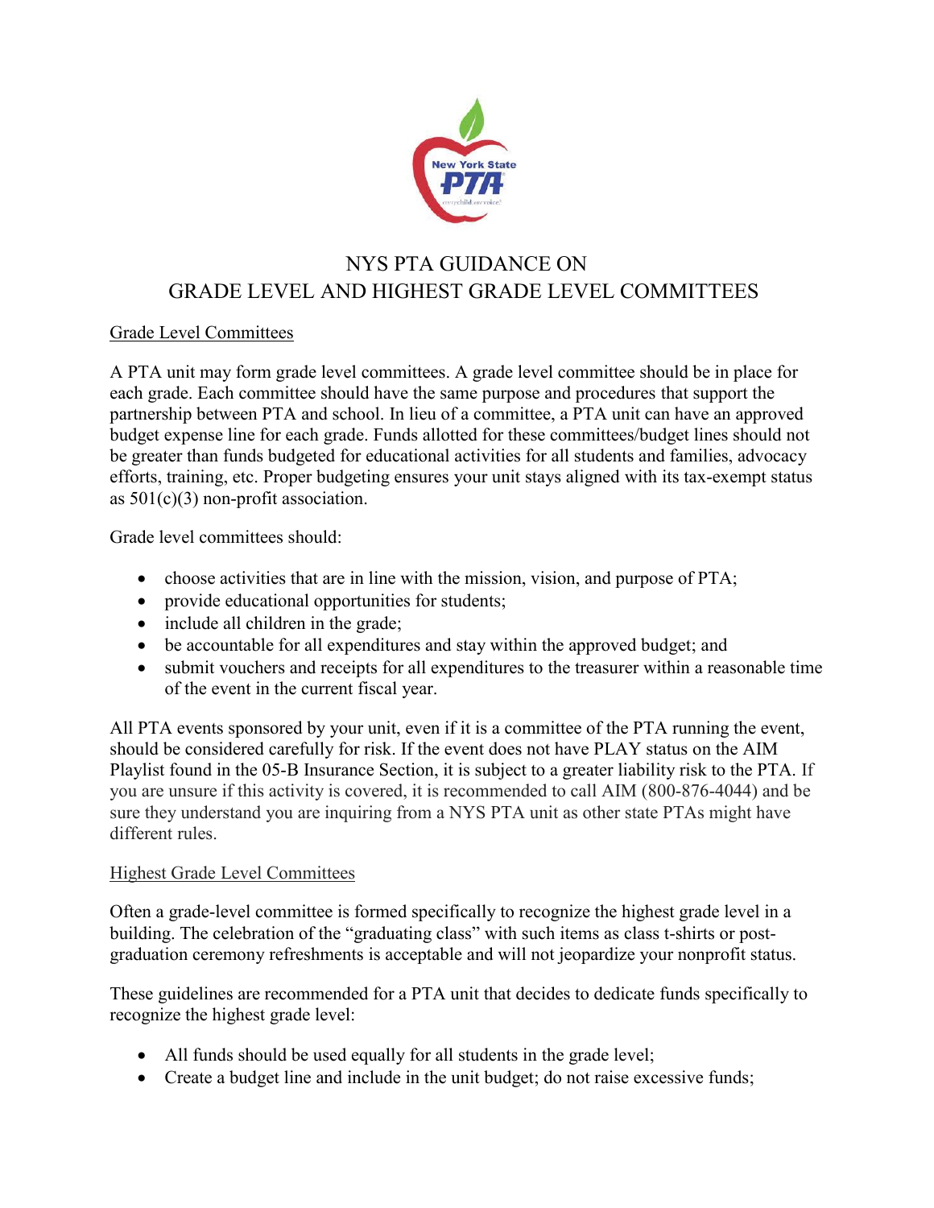# NYS PTA GUIDANCE ON GRADE LEVEL AND HIGHEST GRADE LEVEL COMMITTEES

## Grade Level Committees

A PTA unit may form grade level committees. A grade level committee should be in place for each grade. Each committee should have the same purpose and procedures that support the partnership between PTA and school. In lieu of a committee, a PTA unit can have an approved budget expense line for each grade. Funds allotted for these committees/budget lines should not be greater than funds budgeted for educational activities for all students and families, advocacy efforts, training, etc. Proper budgeting ensures your unit stays aligned with its tax-exempt status as 501(c)(3) non-profit association.

Grade level committees should:

- choose activities that are in line with the mission, vision, and purpose of PTA;
- provide educational opportunities for students;
- include all children in the grade;
- be accountable for all expenditures and stay within the approved budget; and
- submit vouchers and receipts for all expenditures to the treasurer within a reasonable time of the event in the current fiscal year.

All PTA events sponsored by your unit, even if it is a committee of the PTA running the event, should be considered carefully for risk. If the event does not have PLAY status on the AIM Playlist found in the 05-B Insurance Section, it is subject to a greater liability risk to the PTA. If you are unsure if this activity is covered, it is recommended to call AIM (800-876-4044) and be sure they understand you are inquiring from a NYS PTA unit as other state PTAs might have different rules.

## Highest Grade Level Committees

Often a grade-level committee is formed specifically to recognize the highest grade level in a building. The celebration of the "graduating class" with such items as class t-shirts or post-graduation ceremony refreshments is acceptable and will not jeopardize your nonprofit status.

These guidelines are recommended for a PTA unit that decides to dedicate funds specifically to recognize the highest grade level:

- All funds should be used equally for all students in the grade level;
- Create a budget line and include in the unit budget; do not raise excessive funds;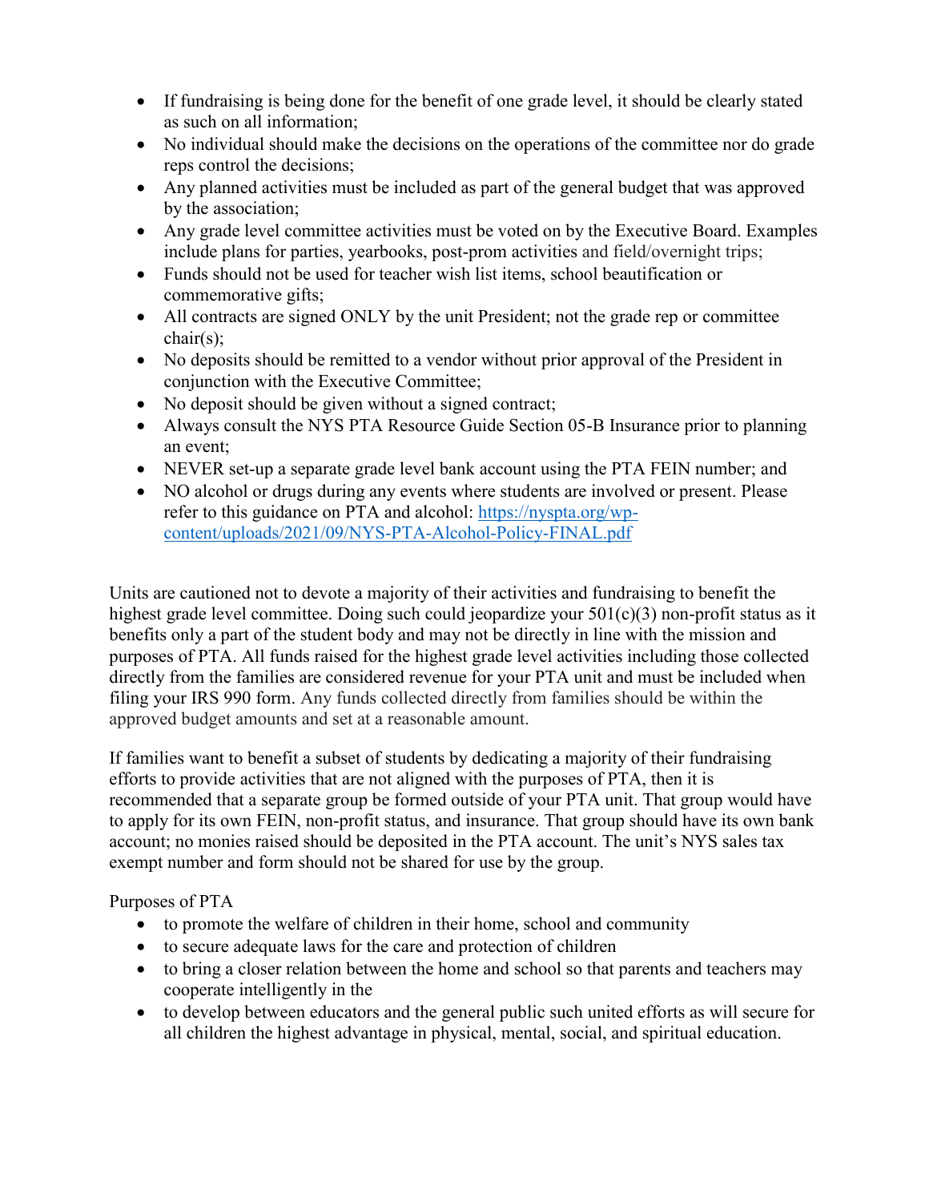- If fundraising is being done for the benefit of one grade level, it should be clearly stated as such on all information;
- No individual should make the decisions on the operations of the committee nor do grade reps control the decisions;
- Any planned activities must be included as part of the general budget that was approved by the association;
- Any grade level committee activities must be voted on by the Executive Board. Examples include plans for parties, yearbooks, post-prom activities and field/overnight trips;
- Funds should not be used for teacher wish list items, school beautification or commemorative gifts;
- All contracts are signed ONLY by the unit President; not the grade rep or committee chair(s);
- No deposits should be remitted to a vendor without prior approval of the President in conjunction with the Executive Committee;
- No deposit should be given without a signed contract;
- Always consult the NYS PTA Resource Guide Section 05-B Insurance prior to planning an event;
- NEVER set-up a separate grade level bank account using the PTA FEIN number; and
- NO alcohol or drugs during any events where students are involved or present. Please refer to this guidance on PTA and alcohol: [https://nyspta.org/wp-content/uploads/2021/09/NYS-PTA-Alcohol-Policy-FINAL.pdf](https://nyspta.org/wp-content/uploads/2021/09/NYS-PTA-Alcohol-Policy-FINAL.pdf)

Units are cautioned not to devote a majority of their activities and fundraising to benefit the highest grade level committee. Doing such could jeopardize your 501(c)(3) non-profit status as it benefits only a part of the student body and may not be directly in line with the mission and purposes of PTA. All funds raised for the highest grade level activities including those collected directly from the families are considered revenue for your PTA unit and must be included when filing your IRS 990 form. Any funds collected directly from families should be within the approved budget amounts and set at a reasonable amount.

If families want to benefit a subset of students by dedicating a majority of their fundraising efforts to provide activities that are not aligned with the purposes of PTA, then it is recommended that a separate group be formed outside of your PTA unit. That group would have to apply for its own FEIN, non-profit status, and insurance. That group should have its own bank account; no monies raised should be deposited in the PTA account. The unit's NYS sales tax exempt number and form should not be shared for use by the group.

Purposes of PTA

- to promote the welfare of children in their home, school and community
- to secure adequate laws for the care and protection of children
- to bring a closer relation between the home and school so that parents and teachers may cooperate intelligently in the
- to develop between educators and the general public such united efforts as will secure for all children the highest advantage in physical, mental, social, and spiritual education.